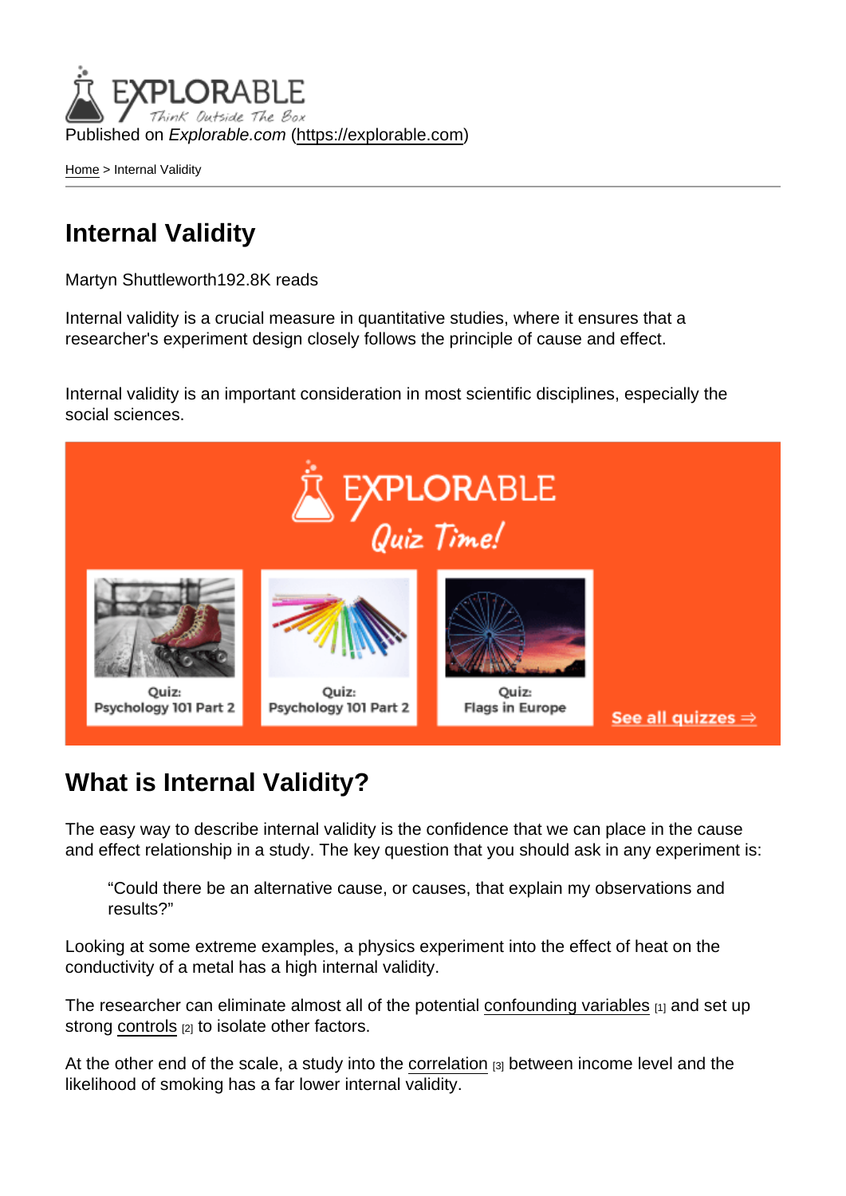Published on *Explorable.com* (https://explorable.com)

Home > Internal Validity

# Internal Validity

Martyn Shuttleworth192.8K reads

Internal validity is a crucial measure in quantitative studies, where it ensures that a researcher's experiment design closely follows the principle of cause and effect.

Internal validity is an important consideration in most scientific disciplines, especially the social sciences.

## What is Internal Validity?

The easy way to describe internal validity is the confidence that we can place in the cause and effect relationship in a study. The key question that you should ask in any experiment is:

> "Could there be an alternative cause, or causes, that explain my observations and results?"

Looking at some extreme examples, a physics experiment into the effect of heat on the conductivity of a metal has a high internal validity.

The researcher can eliminate almost all of the potential confounding variables [1] and set up strong controls [2] to isolate other factors.

At the other end of the scale, a study into the correlation [3] between income level and the likelihood of smoking has a far lower internal validity.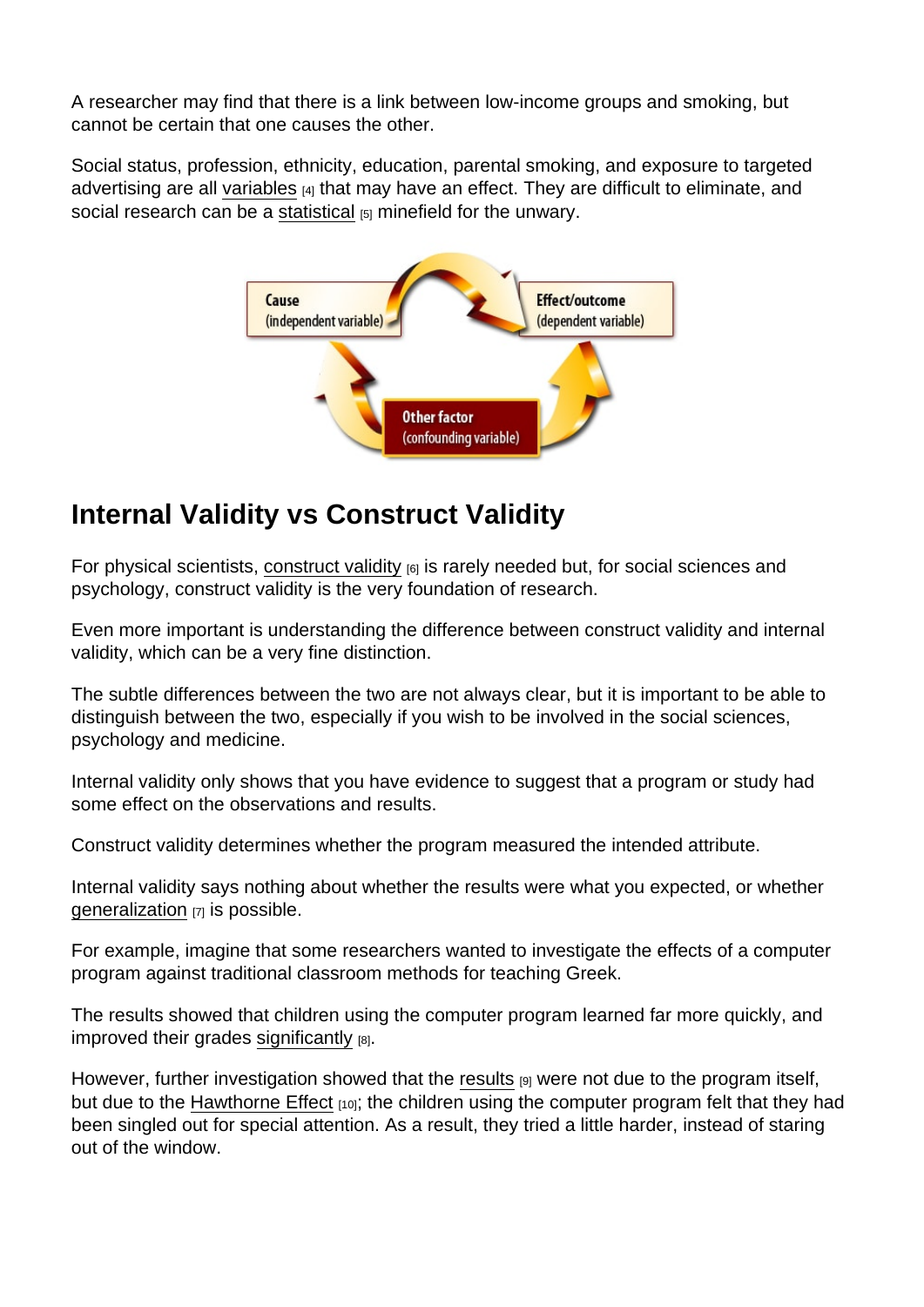A researcher may find that there is a link between low-income groups and smoking, but cannot be certain that one causes the other.

Social status, profession, ethnicity, education, parental smoking, and exposure to targeted advertising are all variables [4] that may have an effect. They are difficult to eliminate, and social research can be a statistical [5] minefield for the unwary.

## Internal Validity vs Construct Validity

For physical scientists, construct validity [6] is rarely needed but, for social sciences and psychology, construct validity is the very foundation of research.

Even more important is understanding the difference between construct validity and internal validity, which can be a very fine distinction.

The subtle differences between the two are not always clear, but it is important to be able to distinguish between the two, especially if you wish to be involved in the social sciences, psychology and medicine.

Internal validity only shows that you have evidence to suggest that a program or study had some effect on the observations and results.

Construct validity determines whether the program measured the intended attribute.

Internal validity says nothing about whether the results were what you expected, or whether generalization [7] is possible.

For example, imagine that some researchers wanted to investigate the effects of a computer program against traditional classroom methods for teaching Greek.

The results showed that children using the computer program learned far more quickly, and improved their grades significantly [8].

However, further investigation showed that the results [9] were not due to the program itself, but due to the Hawthorne Effect [10]; the children using the computer program felt that they had been singled out for special attention. As a result, they tried a little harder, instead of staring out of the window.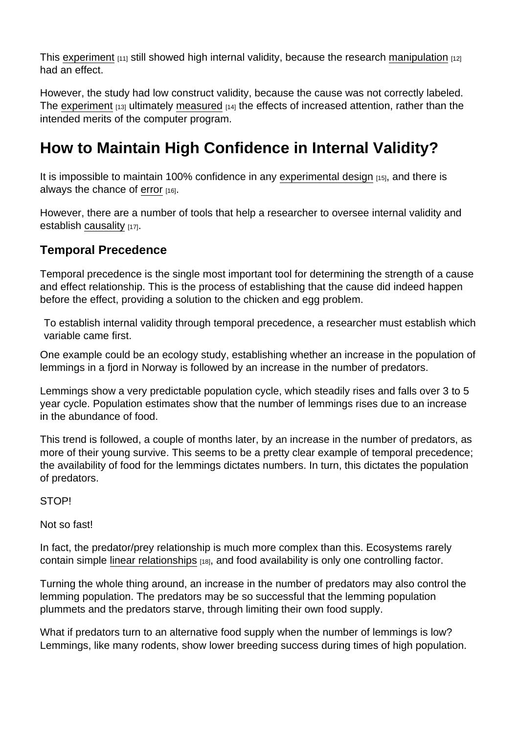This experiment [11] still showed high internal validity, because the research manipulation [12] had an effect.

However, the study had low construct validity, because the cause was not correctly labeled. The experiment [13] ultimately measured [14] the effects of increased attention, rather than the intended merits of the computer program.

## How to Maintain High Confidence in Internal Validity?

It is impossible to maintain 100% confidence in any experimental design [15], and there is always the chance of error [16].

However, there are a number of tools that help a researcher to oversee internal validity and establish causality [17].

### Temporal Precedence

Temporal precedence is the single most important tool for determining the strength of a cause and effect relationship. This is the process of establishing that the cause did indeed happen before the effect, providing a solution to the chicken and egg problem.

To establish internal validity through temporal precedence, a researcher must establish which variable came first.

One example could be an ecology study, establishing whether an increase in the population of lemmings in a fjord in Norway is followed by an increase in the number of predators.

Lemmings show a very predictable population cycle, which steadily rises and falls over 3 to 5 year cycle. Population estimates show that the number of lemmings rises due to an increase in the abundance of food.

This trend is followed, a couple of months later, by an increase in the number of predators, as more of their young survive. This seems to be a pretty clear example of temporal precedence; the availability of food for the lemmings dictates numbers. In turn, this dictates the population of predators.

STOP!

Not so fast!

In fact, the predator/prey relationship is much more complex than this. Ecosystems rarely contain simple linear relationships [18], and food availability is only one controlling factor.

Turning the whole thing around, an increase in the number of predators may also control the lemming population. The predators may be so successful that the lemming population plummets and the predators starve, through limiting their own food supply.

What if predators turn to an alternative food supply when the number of lemmings is low? Lemmings, like many rodents, show lower breeding success during times of high population.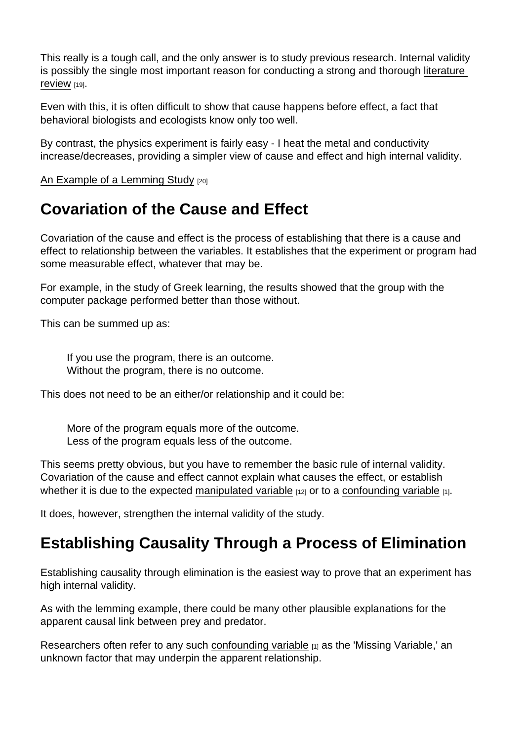This really is a tough call, and the only answer is to study previous research. Internal validity is possibly the single most important reason for conducting a strong and thorough literature review [19].

Even with this, it is often difficult to show that cause happens before effect, a fact that behavioral biologists and ecologists know only too well.

By contrast, the physics experiment is fairly easy - I heat the metal and conductivity increase/decreases, providing a simpler view of cause and effect and high internal validity.

An Example of a Lemming Study [20]

## Covariation of the Cause and Effect

Covariation of the cause and effect is the process of establishing that there is a cause and effect to relationship between the variables. It establishes that the experiment or program had some measurable effect, whatever that may be.

For example, in the study of Greek learning, the results showed that the group with the computer package performed better than those without.

This can be summed up as:

> If you use the program, there is an outcome.
> Without the program, there is no outcome.

This does not need to be an either/or relationship and it could be:

> More of the program equals more of the outcome.
> Less of the program equals less of the outcome.

This seems pretty obvious, but you have to remember the basic rule of internal validity. Covariation of the cause and effect cannot explain what causes the effect, or establish whether it is due to the expected manipulated variable [12] or to a confounding variable [1].

It does, however, strengthen the internal validity of the study.

## Establishing Causality Through a Process of Elimination

Establishing causality through elimination is the easiest way to prove that an experiment has high internal validity.

As with the lemming example, there could be many other plausible explanations for the apparent causal link between prey and predator.

Researchers often refer to any such confounding variable [1] as the 'Missing Variable,' an unknown factor that may underpin the apparent relationship.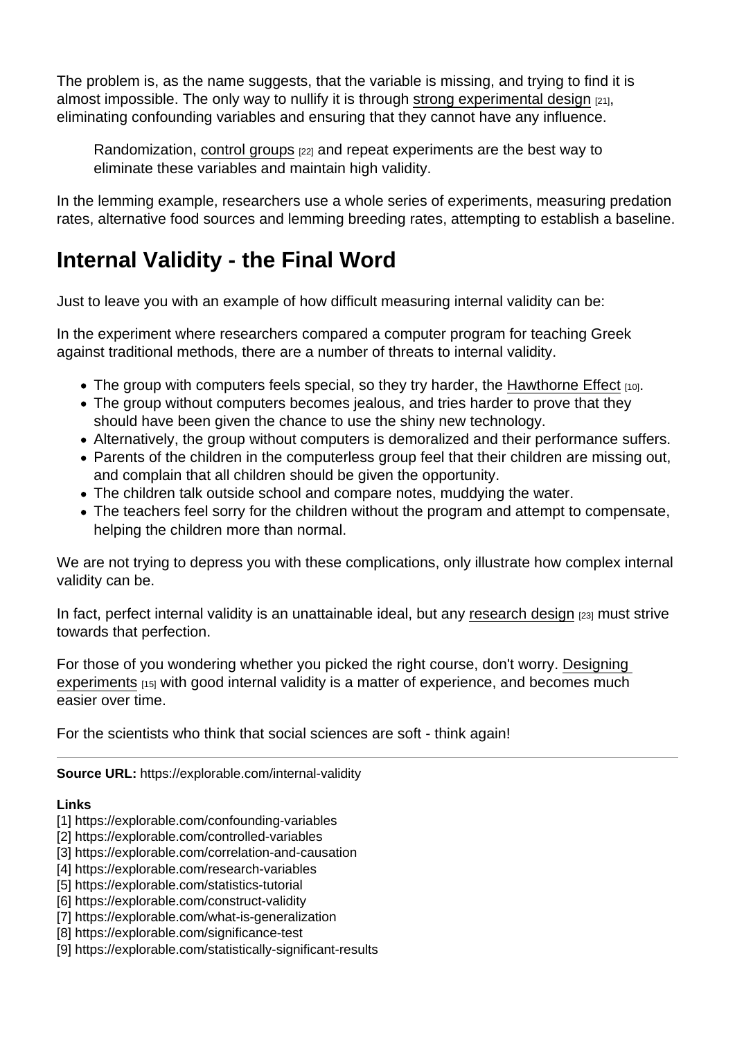The problem is, as the name suggests, that the variable is missing, and trying to find it is almost impossible. The only way to nullify it is through strong experimental design [21], eliminating confounding variables and ensuring that they cannot have any influence.

> Randomization, control groups [22] and repeat experiments are the best way to eliminate these variables and maintain high validity.

In the lemming example, researchers use a whole series of experiments, measuring predation rates, alternative food sources and lemming breeding rates, attempting to establish a baseline.

## Internal Validity - the Final Word

Just to leave you with an example of how difficult measuring internal validity can be:

In the experiment where researchers compared a computer program for teaching Greek against traditional methods, there are a number of threats to internal validity.

- The group with computers feels special, so they try harder, the Hawthorne Effect [10].
- The group without computers becomes jealous, and tries harder to prove that they should have been given the chance to use the shiny new technology.
- Alternatively, the group without computers is demoralized and their performance suffers.
- Parents of the children in the computerless group feel that their children are missing out, and complain that all children should be given the opportunity.
- The children talk outside school and compare notes, muddying the water.
- The teachers feel sorry for the children without the program and attempt to compensate, helping the children more than normal.

We are not trying to depress you with these complications, only illustrate how complex internal validity can be.

In fact, perfect internal validity is an unattainable ideal, but any research design [23] must strive towards that perfection.

For those of you wondering whether you picked the right course, don't worry. Designing experiments [15] with good internal validity is a matter of experience, and becomes much easier over time.

For the scientists who think that social sciences are soft - think again!

---

**Source URL:** https://explorable.com/internal-validity

**Links**
[1] https://explorable.com/confounding-variables
[2] https://explorable.com/controlled-variables
[3] https://explorable.com/correlation-and-causation
[4] https://explorable.com/research-variables
[5] https://explorable.com/statistics-tutorial
[6] https://explorable.com/construct-validity
[7] https://explorable.com/what-is-generalization
[8] https://explorable.com/significance-test
[9] https://explorable.com/statistically-significant-results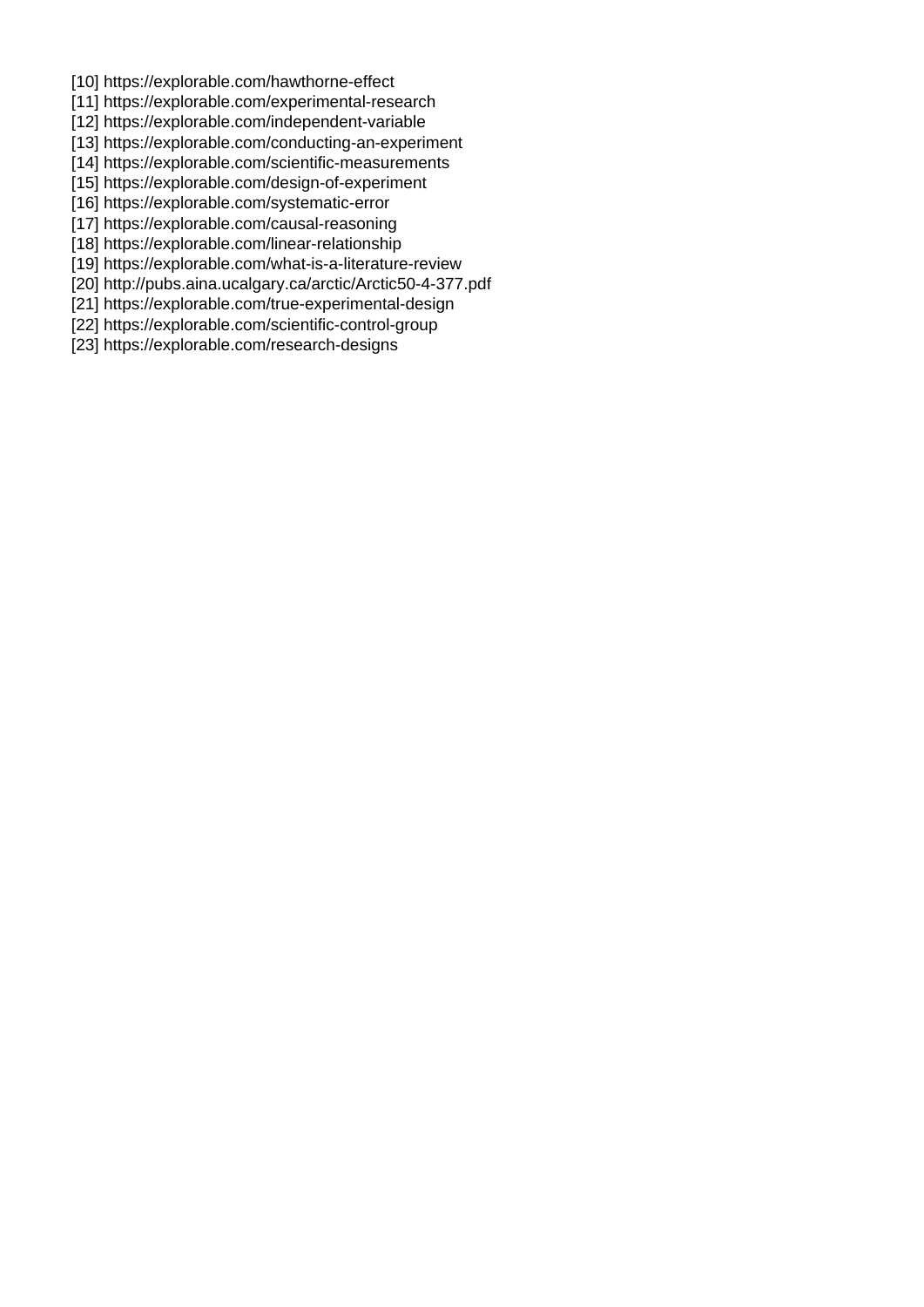[10] https://explorable.com/hawthorne-effect
[11] https://explorable.com/experimental-research
[12] https://explorable.com/independent-variable
[13] https://explorable.com/conducting-an-experiment
[14] https://explorable.com/scientific-measurements
[15] https://explorable.com/design-of-experiment
[16] https://explorable.com/systematic-error
[17] https://explorable.com/causal-reasoning
[18] https://explorable.com/linear-relationship
[19] https://explorable.com/what-is-a-literature-review
[20] http://pubs.aina.ucalgary.ca/arctic/Arctic50-4-377.pdf
[21] https://explorable.com/true-experimental-design
[22] https://explorable.com/scientific-control-group
[23] https://explorable.com/research-designs